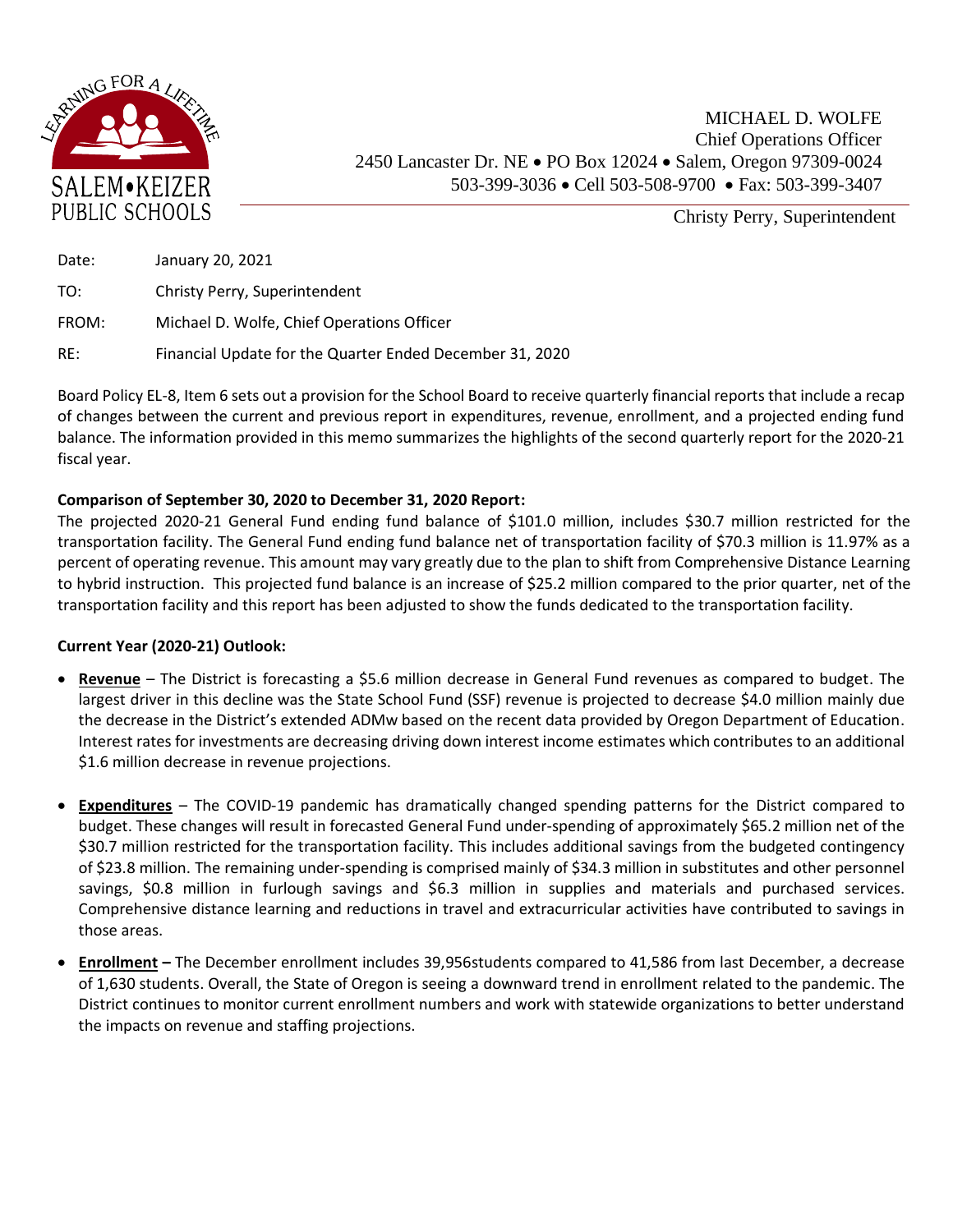SALEM•KEIZER PUBLIC SCHOOLS

LEARNING FOR A LIFETIME

MICHAEL D. WOLFE
Chief Operations Officer
2450 Lancaster Dr. NE • PO Box 12024 • Salem, Oregon 97309-0024
503-399-3036 • Cell 503-508-9700 • Fax: 503-399-3407

Christy Perry, Superintendent

Date: January 20, 2021

TO: Christy Perry, Superintendent

FROM: Michael D. Wolfe, Chief Operations Officer

RE: Financial Update for the Quarter Ended December 31, 2020

Board Policy EL-8, Item 6 sets out a provision for the School Board to receive quarterly financial reports that include a recap of changes between the current and previous report in expenditures, revenue, enrollment, and a projected ending fund balance. The information provided in this memo summarizes the highlights of the second quarterly report for the 2020-21 fiscal year.

**Comparison of September 30, 2020 to December 31, 2020 Report:**

The projected 2020-21 General Fund ending fund balance of $101.0 million, includes $30.7 million restricted for the transportation facility. The General Fund ending fund balance net of transportation facility of $70.3 million is 11.97% as a percent of operating revenue. This amount may vary greatly due to the plan to shift from Comprehensive Distance Learning to hybrid instruction. This projected fund balance is an increase of $25.2 million compared to the prior quarter, net of the transportation facility and this report has been adjusted to show the funds dedicated to the transportation facility.

**Current Year (2020-21) Outlook:**

- **Revenue** – The District is forecasting a $5.6 million decrease in General Fund revenues as compared to budget. The largest driver in this decline was the State School Fund (SSF) revenue is projected to decrease $4.0 million mainly due the decrease in the District's extended ADMw based on the recent data provided by Oregon Department of Education. Interest rates for investments are decreasing driving down interest income estimates which contributes to an additional $1.6 million decrease in revenue projections.

- **Expenditures** – The COVID-19 pandemic has dramatically changed spending patterns for the District compared to budget. These changes will result in forecasted General Fund under-spending of approximately $65.2 million net of the $30.7 million restricted for the transportation facility. This includes additional savings from the budgeted contingency of $23.8 million. The remaining under-spending is comprised mainly of $34.3 million in substitutes and other personnel savings, $0.8 million in furlough savings and $6.3 million in supplies and materials and purchased services. Comprehensive distance learning and reductions in travel and extracurricular activities have contributed to savings in those areas.

- **Enrollment** – The December enrollment includes 39,956students compared to 41,586 from last December, a decrease of 1,630 students. Overall, the State of Oregon is seeing a downward trend in enrollment related to the pandemic. The District continues to monitor current enrollment numbers and work with statewide organizations to better understand the impacts on revenue and staffing projections.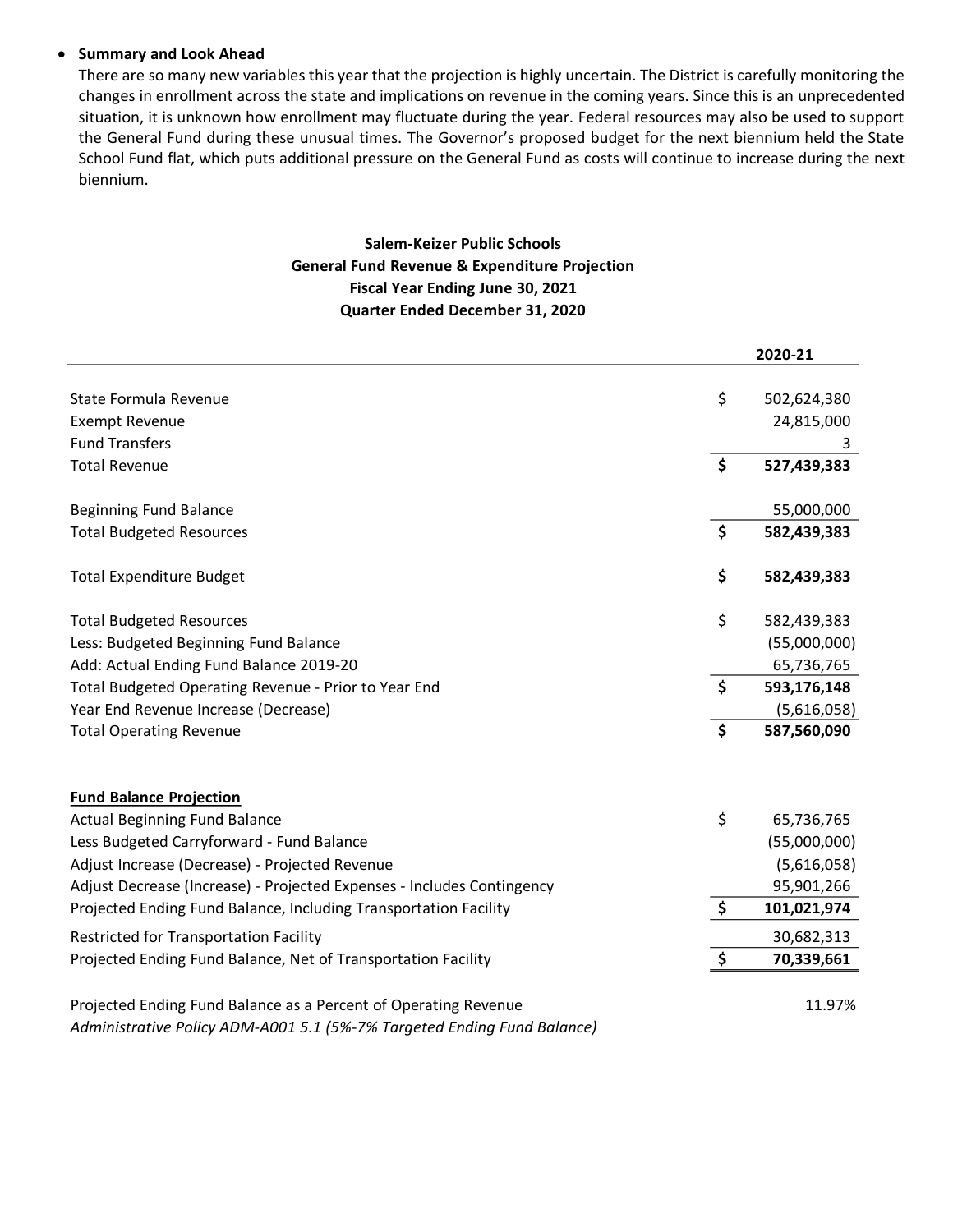- **Summary and Look Ahead**

  There are so many new variables this year that the projection is highly uncertain. The District is carefully monitoring the changes in enrollment across the state and implications on revenue in the coming years. Since this is an unprecedented situation, it is unknown how enrollment may fluctuate during the year. Federal resources may also be used to support the General Fund during these unusual times. The Governor's proposed budget for the next biennium held the State School Fund flat, which puts additional pressure on the General Fund as costs will continue to increase during the next biennium.

**Salem-Keizer Public Schools**
**General Fund Revenue & Expenditure Projection**
**Fiscal Year Ending June 30, 2021**
**Quarter Ended December 31, 2020**

| | | **2020-21** |
|---|---|---|
| State Formula Revenue | $ | 502,624,380 |
| Exempt Revenue | | 24,815,000 |
| Fund Transfers | | 3 |
| Total Revenue | **$** | **527,439,383** |
| | | |
| Beginning Fund Balance | | 55,000,000 |
| Total Budgeted Resources | **$** | **582,439,383** |
| | | |
| Total Expenditure Budget | **$** | **582,439,383** |
| | | |
| Total Budgeted Resources | $ | 582,439,383 |
| Less: Budgeted Beginning Fund Balance | | (55,000,000) |
| Add: Actual Ending Fund Balance 2019-20 | | 65,736,765 |
| Total Budgeted Operating Revenue - Prior to Year End | **$** | **593,176,148** |
| Year End Revenue Increase (Decrease) | | (5,616,058) |
| Total Operating Revenue | **$** | **587,560,090** |
| | | |
| <u>**Fund Balance Projection**</u> | | |
| Actual Beginning Fund Balance | $ | 65,736,765 |
| Less Budgeted Carryforward - Fund Balance | | (55,000,000) |
| Adjust Increase (Decrease) - Projected Revenue | | (5,616,058) |
| Adjust Decrease (Increase) - Projected Expenses - Includes Contingency | | 95,901,266 |
| Projected Ending Fund Balance, Including Transportation Facility | **$** | **101,021,974** |
| Restricted for Transportation Facility | | 30,682,313 |
| Projected Ending Fund Balance, Net of Transportation Facility | **$** | **70,339,661** |
| | | |
| Projected Ending Fund Balance as a Percent of Operating Revenue | | 11.97% |
| *Administrative Policy ADM-A001 5.1 (5%-7% Targeted Ending Fund Balance)* | | |